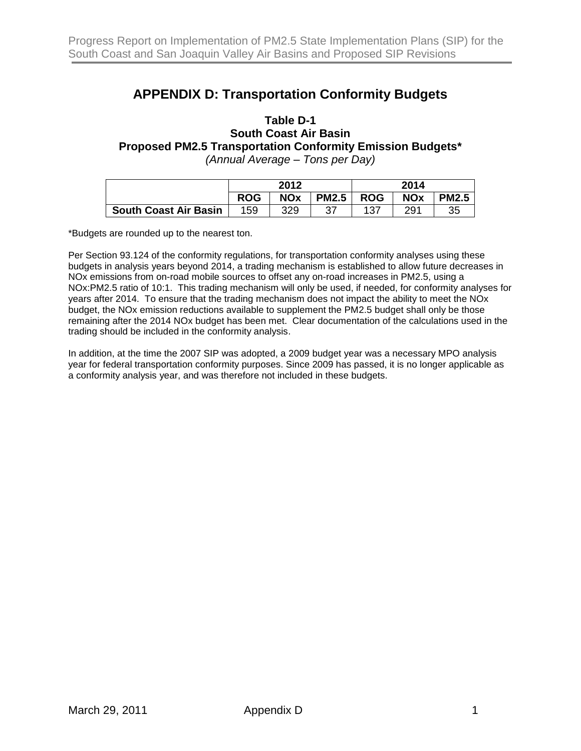# APPENDIX D: Transportation Conformity Budgets

### Table D-1
### South Coast Air Basin
### Proposed PM2.5 Transportation Conformity Emission Budgets*
*(Annual Average – Tons per Day)*

| | 2012 | | | 2014 | | |
|---|---|---|---|---|---|---|
| | **ROG** | **NOx** | **PM2.5** | **ROG** | **NOx** | **PM2.5** |
| **South Coast Air Basin** | 159 | 329 | 37 | 137 | 291 | 35 |

*Budgets are rounded up to the nearest ton.

Per Section 93.124 of the conformity regulations, for transportation conformity analyses using these budgets in analysis years beyond 2014, a trading mechanism is established to allow future decreases in NOx emissions from on-road mobile sources to offset any on-road increases in PM2.5, using a NOx:PM2.5 ratio of 10:1. This trading mechanism will only be used, if needed, for conformity analyses for years after 2014. To ensure that the trading mechanism does not impact the ability to meet the NOx budget, the NOx emission reductions available to supplement the PM2.5 budget shall only be those remaining after the 2014 NOx budget has been met. Clear documentation of the calculations used in the trading should be included in the conformity analysis.

In addition, at the time the 2007 SIP was adopted, a 2009 budget year was a necessary MPO analysis year for federal transportation conformity purposes. Since 2009 has passed, it is no longer applicable as a conformity analysis year, and was therefore not included in these budgets.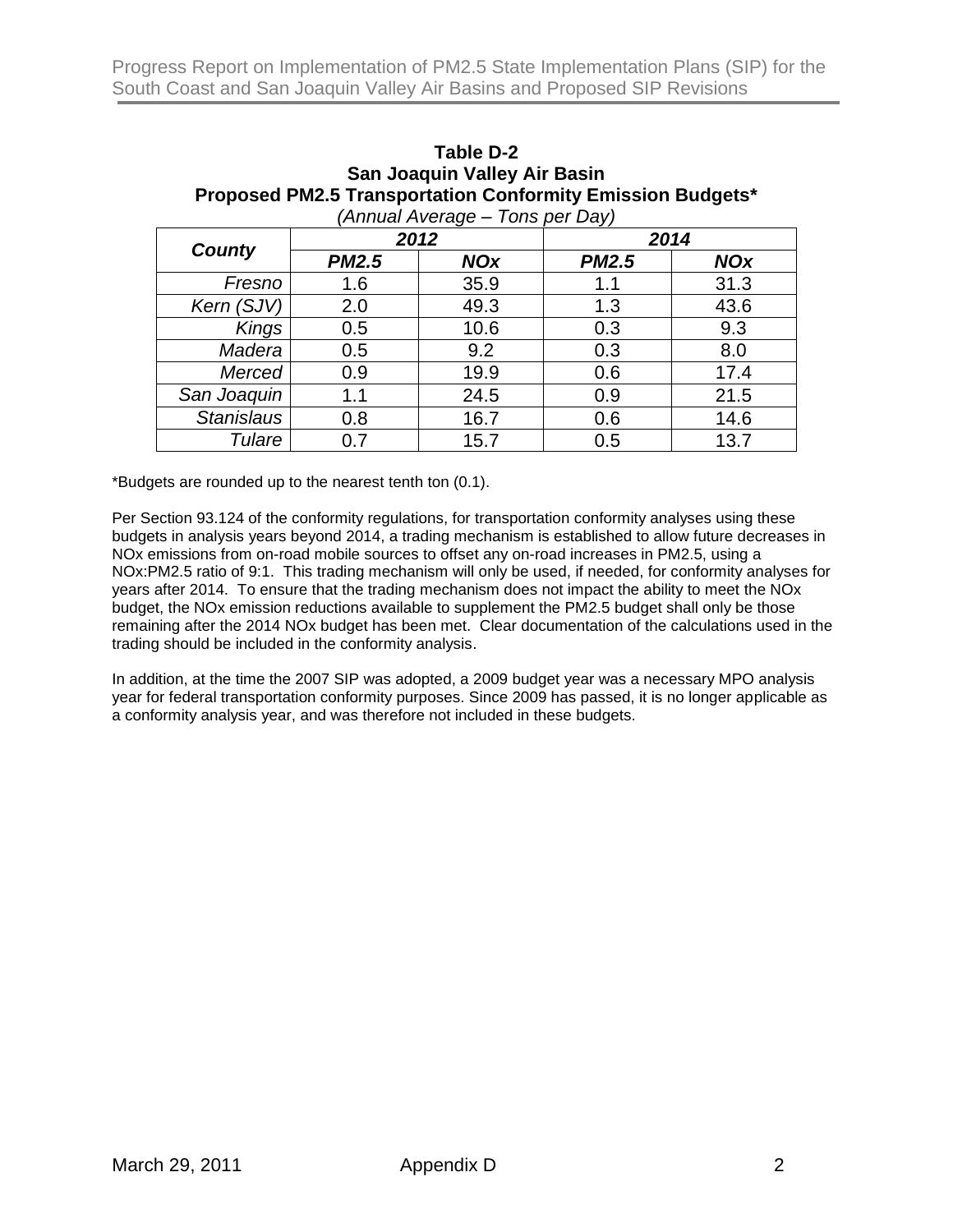**Table D-2**
**San Joaquin Valley Air Basin**
**Proposed PM2.5 Transportation Conformity Emission Budgets***
*(Annual Average – Tons per Day)*

| *County* | *2012* | | *2014* | |
|---|---|---|---|---|
| | ***PM2.5*** | ***NOx*** | ***PM2.5*** | ***NOx*** |
| *Fresno* | 1.6 | 35.9 | 1.1 | 31.3 |
| *Kern (SJV)* | 2.0 | 49.3 | 1.3 | 43.6 |
| *Kings* | 0.5 | 10.6 | 0.3 | 9.3 |
| *Madera* | 0.5 | 9.2 | 0.3 | 8.0 |
| *Merced* | 0.9 | 19.9 | 0.6 | 17.4 |
| *San Joaquin* | 1.1 | 24.5 | 0.9 | 21.5 |
| *Stanislaus* | 0.8 | 16.7 | 0.6 | 14.6 |
| *Tulare* | 0.7 | 15.7 | 0.5 | 13.7 |

*Budgets are rounded up to the nearest tenth ton (0.1).

Per Section 93.124 of the conformity regulations, for transportation conformity analyses using these budgets in analysis years beyond 2014, a trading mechanism is established to allow future decreases in NOx emissions from on-road mobile sources to offset any on-road increases in PM2.5, using a NOx:PM2.5 ratio of 9:1. This trading mechanism will only be used, if needed, for conformity analyses for years after 2014. To ensure that the trading mechanism does not impact the ability to meet the NOx budget, the NOx emission reductions available to supplement the PM2.5 budget shall only be those remaining after the 2014 NOx budget has been met. Clear documentation of the calculations used in the trading should be included in the conformity analysis.

In addition, at the time the 2007 SIP was adopted, a 2009 budget year was a necessary MPO analysis year for federal transportation conformity purposes. Since 2009 has passed, it is no longer applicable as a conformity analysis year, and was therefore not included in these budgets.